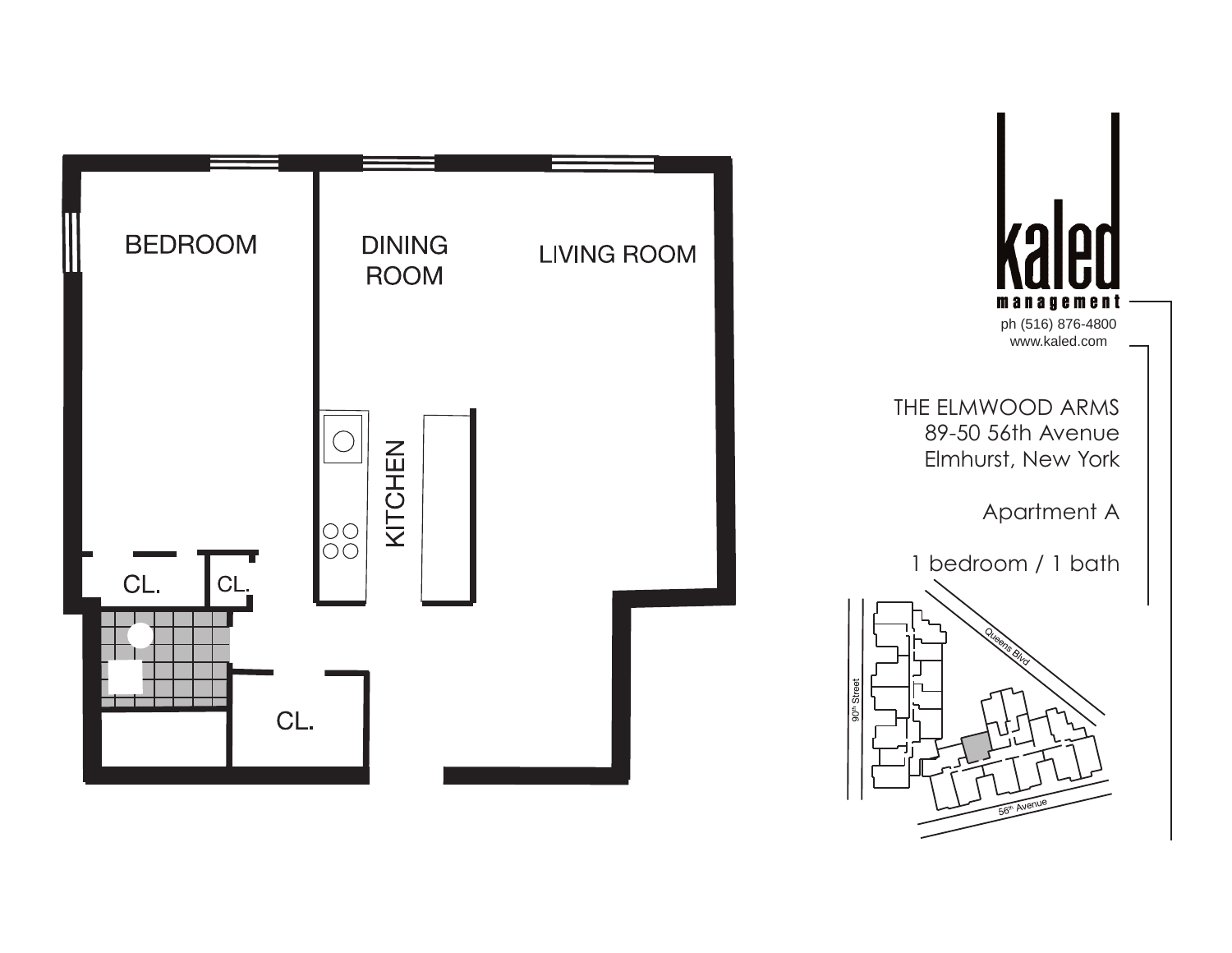BEDROOM

DINING ROOM

LIVING ROOM

KITCHEN

CL.

CL.

CL.

kaled

management

ph (516) 876-4800

www.kaled.com

THE ELMWOOD ARMS

89-50 56th Avenue

Elmhurst, New York

Apartment A

1 bedroom / 1 bath

Queens Blvd

90th Street

56th Avenue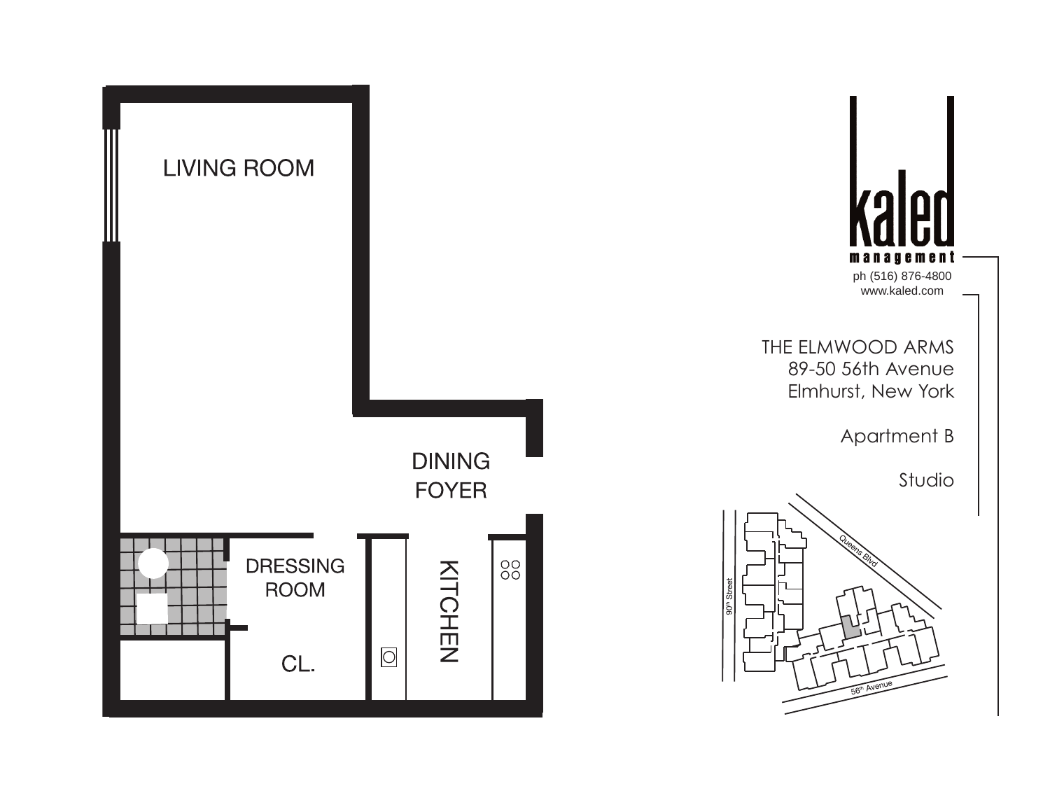LIVING ROOM

DINING FOYER

DRESSING ROOM

CL.

KITCHEN

**kaled**
management

ph (516) 876-4800
www.kaled.com

THE ELMWOOD ARMS
89-50 56th Avenue
Elmhurst, New York

Apartment B

Studio

Queens Blvd

90th Street

56th Avenue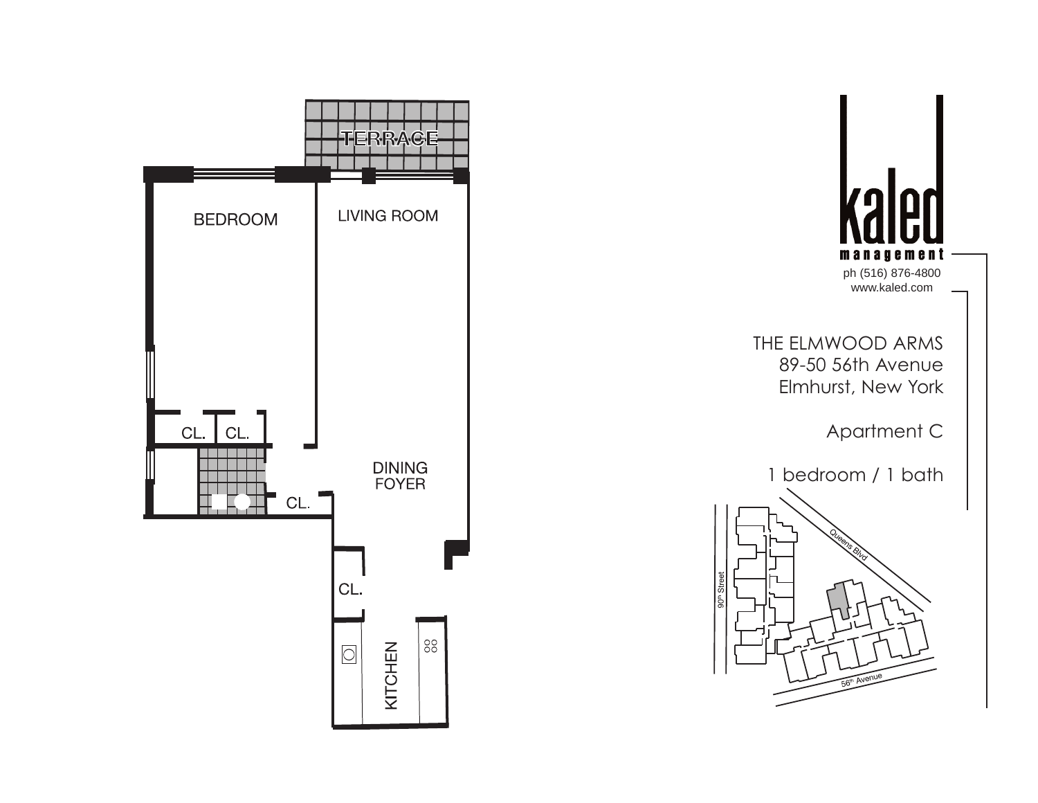TERRACE

BEDROOM

LIVING ROOM

CL. CL.

CL.

DINING FOYER

CL.

KITCHEN

kaled management

ph (516) 876-4800
www.kaled.com

THE ELMWOOD ARMS
89-50 56th Avenue
Elmhurst, New York

Apartment C

1 bedroom / 1 bath

Queens Blvd

90th Street

56th Avenue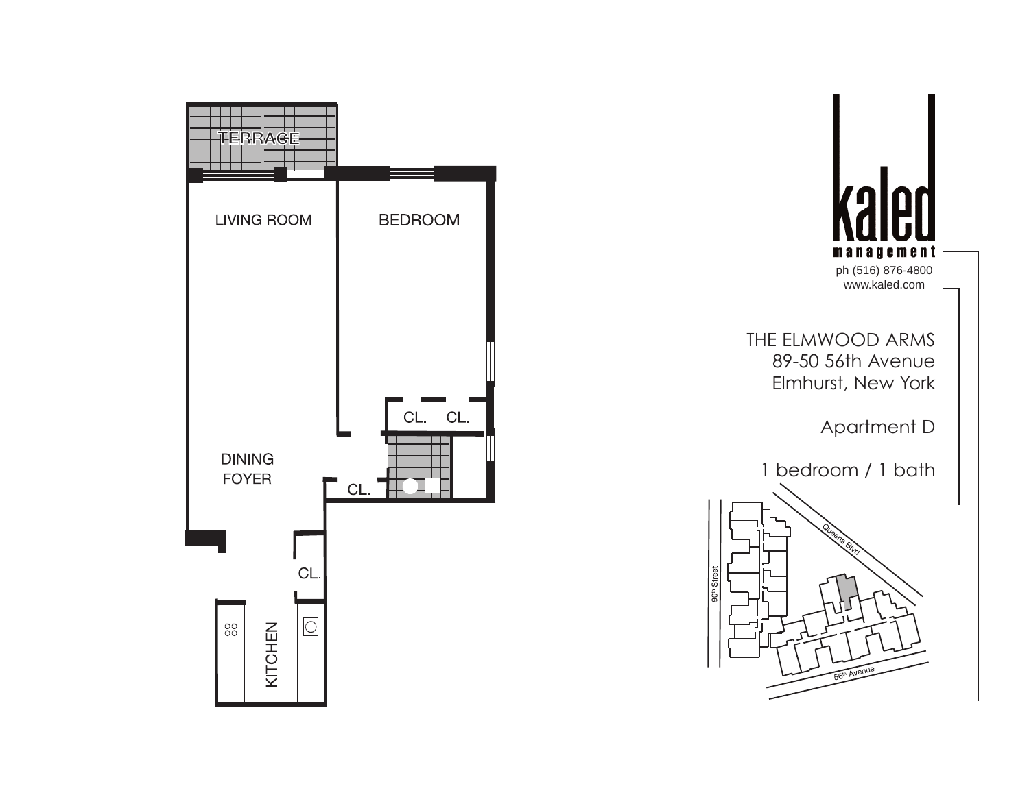kaled
management

ph (516) 876-4800
www.kaled.com

THE ELMWOOD ARMS
89-50 56th Avenue
Elmhurst, New York

Apartment D

1 bedroom / 1 bath

TERRACE

LIVING ROOM

BEDROOM

CL. CL.

DINING
FOYER

CL.

CL.

KITCHEN

Queens Blvd

90th Street

56th Avenue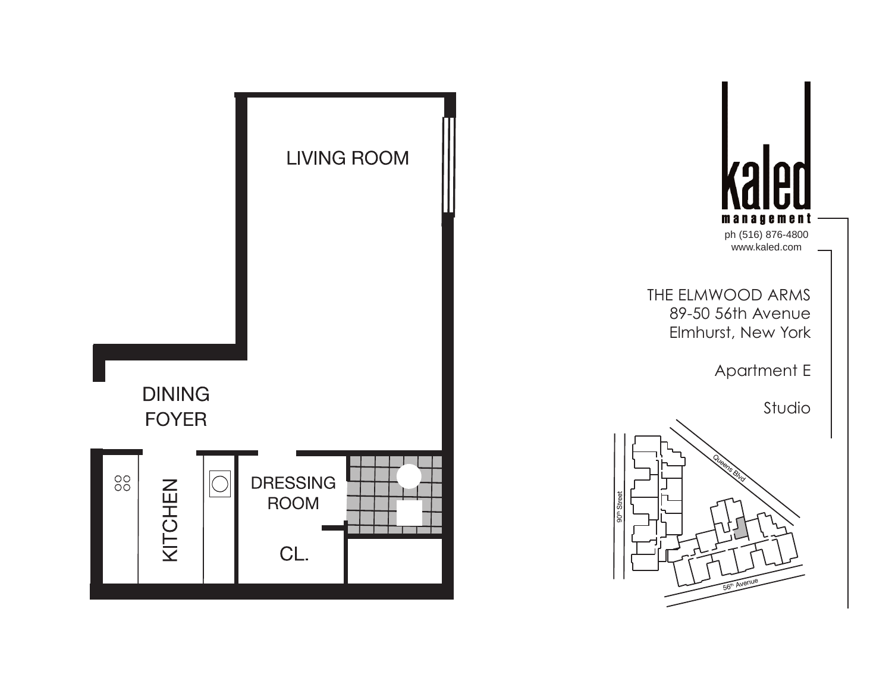LIVING ROOM

DINING
FOYER

KITCHEN

DRESSING
ROOM

CL.

kaled
management

ph (516) 876-4800
www.kaled.com

THE ELMWOOD ARMS
89-50 56th Avenue
Elmhurst, New York

Apartment E

Studio

Queens Blvd

90th Street

56th Avenue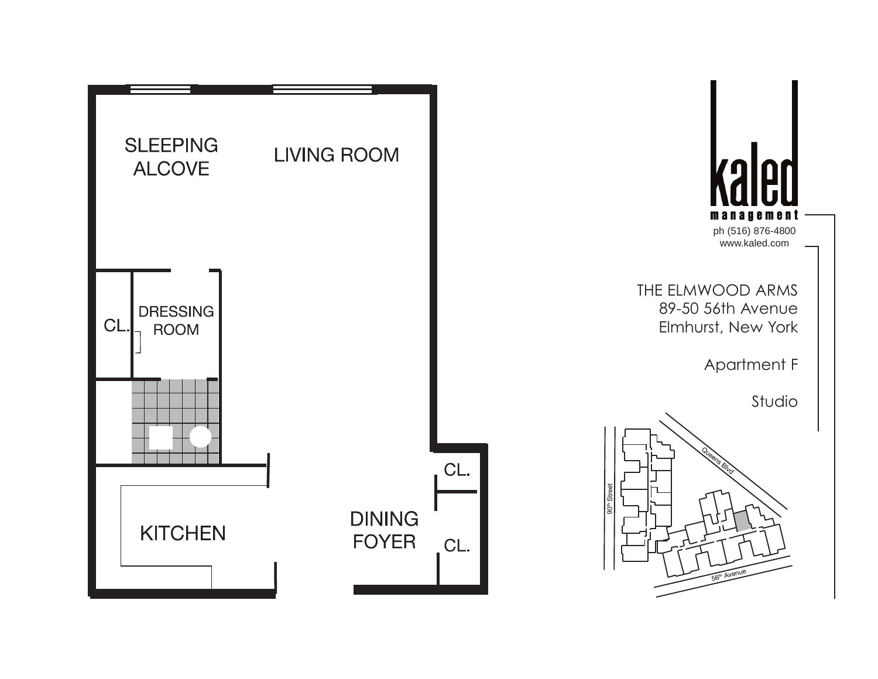SLEEPING ALCOVE

LIVING ROOM

CL.

DRESSING ROOM

KITCHEN

DINING FOYER

CL.

CL.

**kaled**
**management**

ph (516) 876-4800
www.kaled.com

THE ELMWOOD ARMS
89-50 56th Avenue
Elmhurst, New York

Apartment F

Studio

Queens Blvd

90th Street

56th Avenue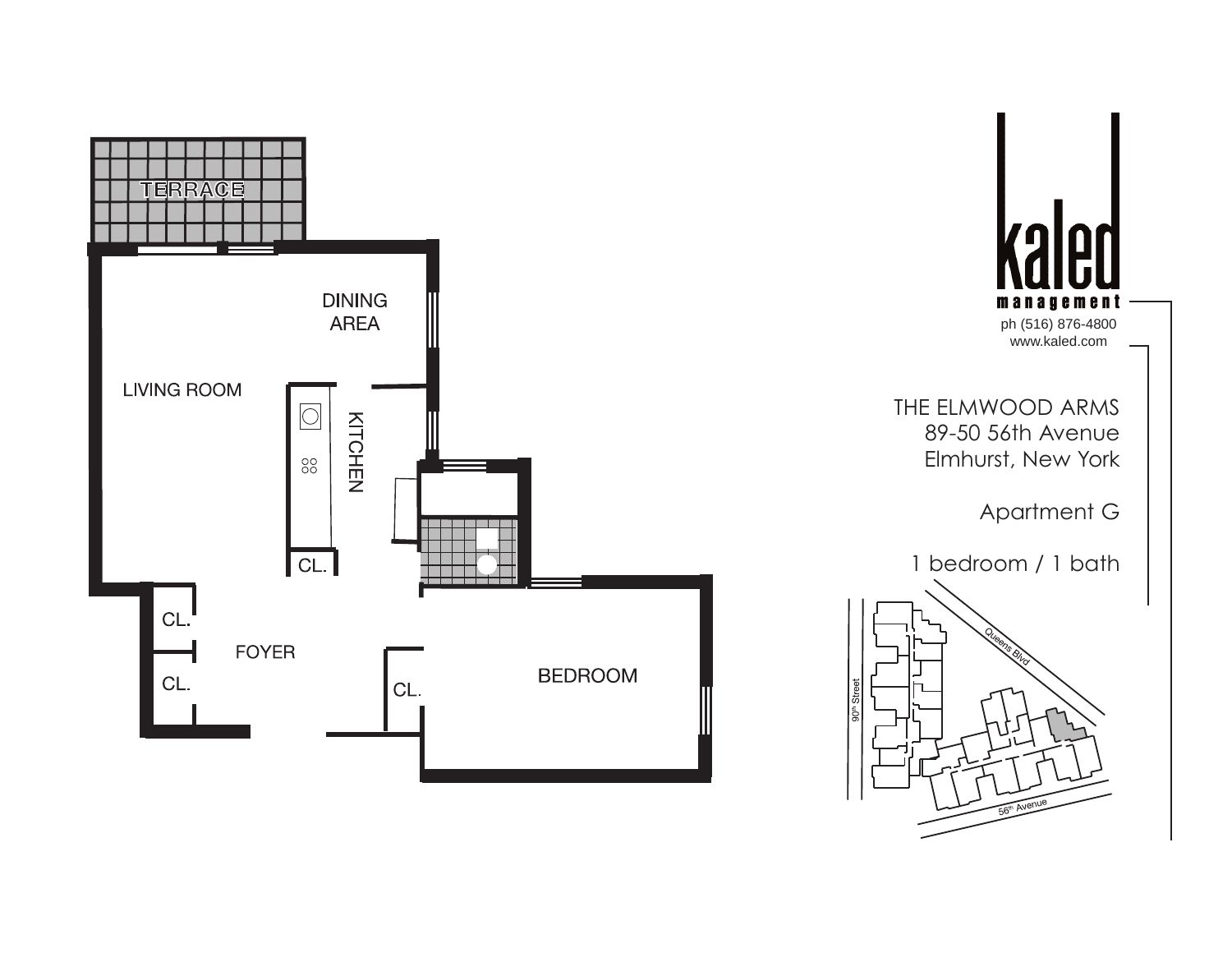TERRACE

DINING AREA

LIVING ROOM

KITCHEN

CL.

CL.

CL.

FOYER

CL.

BEDROOM

kaled management

ph (516) 876-4800

www.kaled.com

THE ELMWOOD ARMS
89-50 56th Avenue
Elmhurst, New York

Apartment G

1 bedroom / 1 bath

Queens Blvd

90th Street

56th Avenue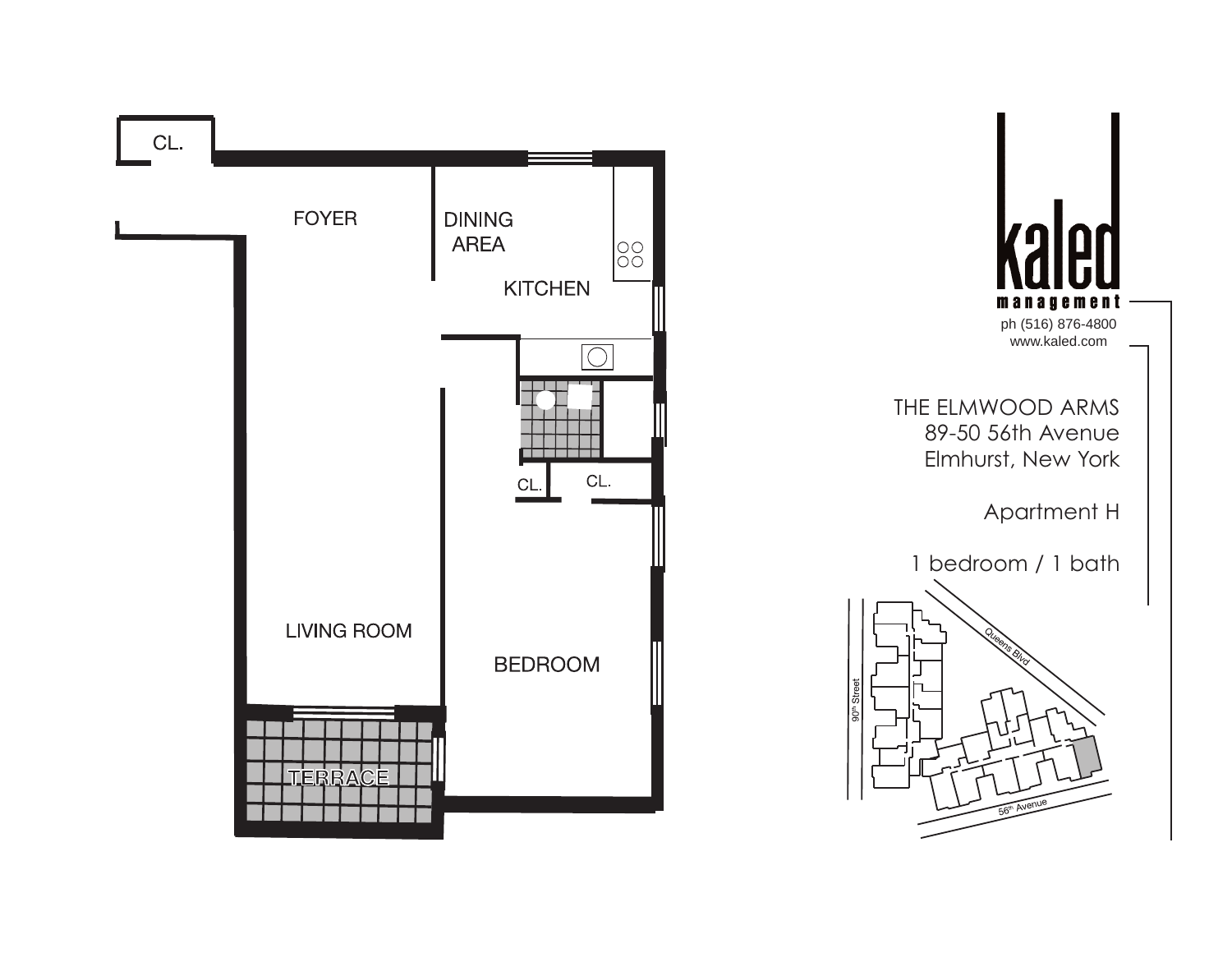CL.

FOYER

DINING AREA

KITCHEN

CL.

CL.

LIVING ROOM

BEDROOM

TERRACE

kaled management

ph (516) 876-4800
www.kaled.com

THE ELMWOOD ARMS
89-50 56th Avenue
Elmhurst, New York

Apartment H

1 bedroom / 1 bath

Queens Blvd

90th Street

56th Avenue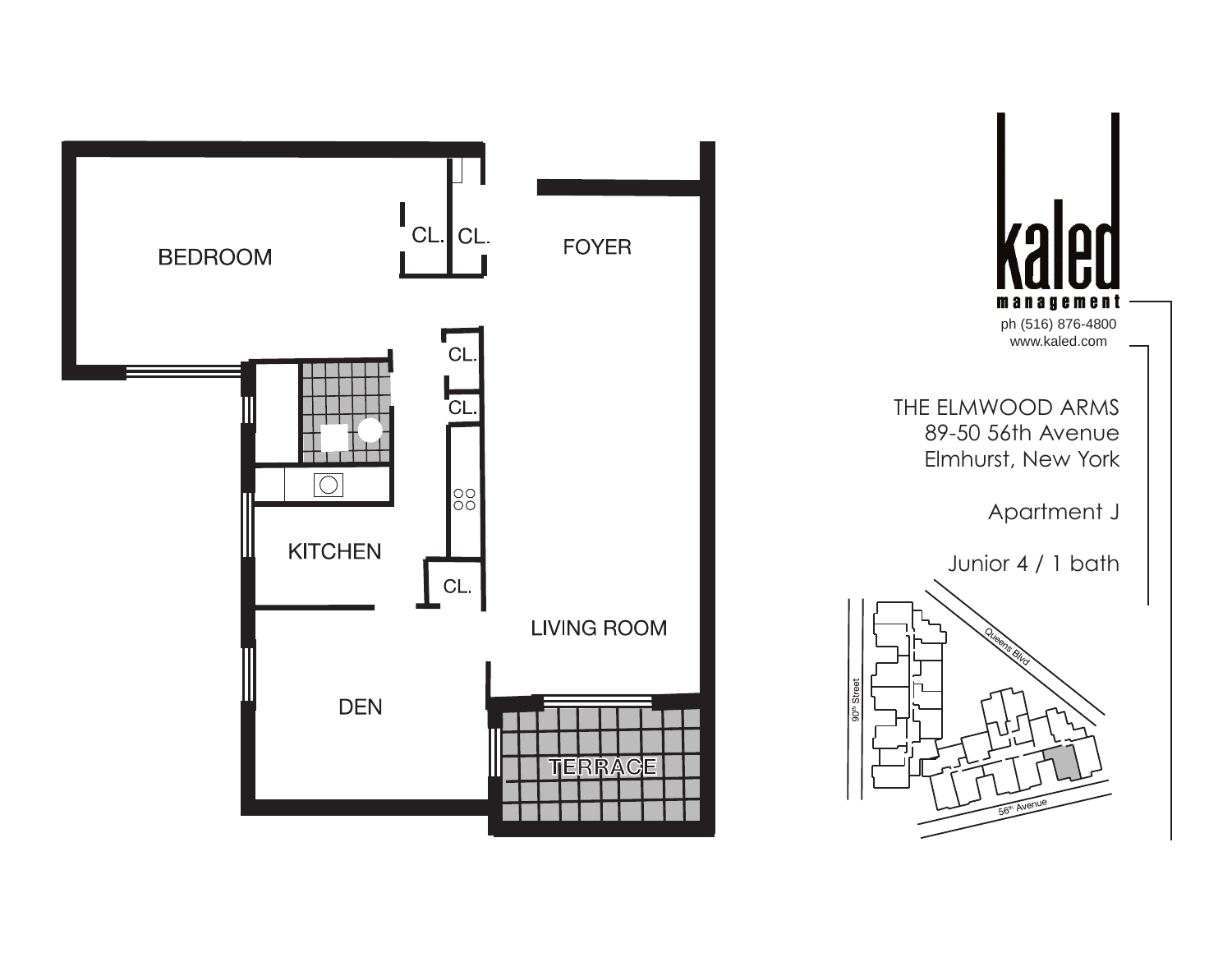kaled management

ph (516) 876-4800
www.kaled.com

THE ELMWOOD ARMS
89-50 56th Avenue
Elmhurst, New York

Apartment J

Junior 4 / 1 bath

BEDROOM

CL. CL.

FOYER

CL.

CL.

KITCHEN

CL.

LIVING ROOM

DEN

TERRACE

Queens Blvd

90th Street

56th Avenue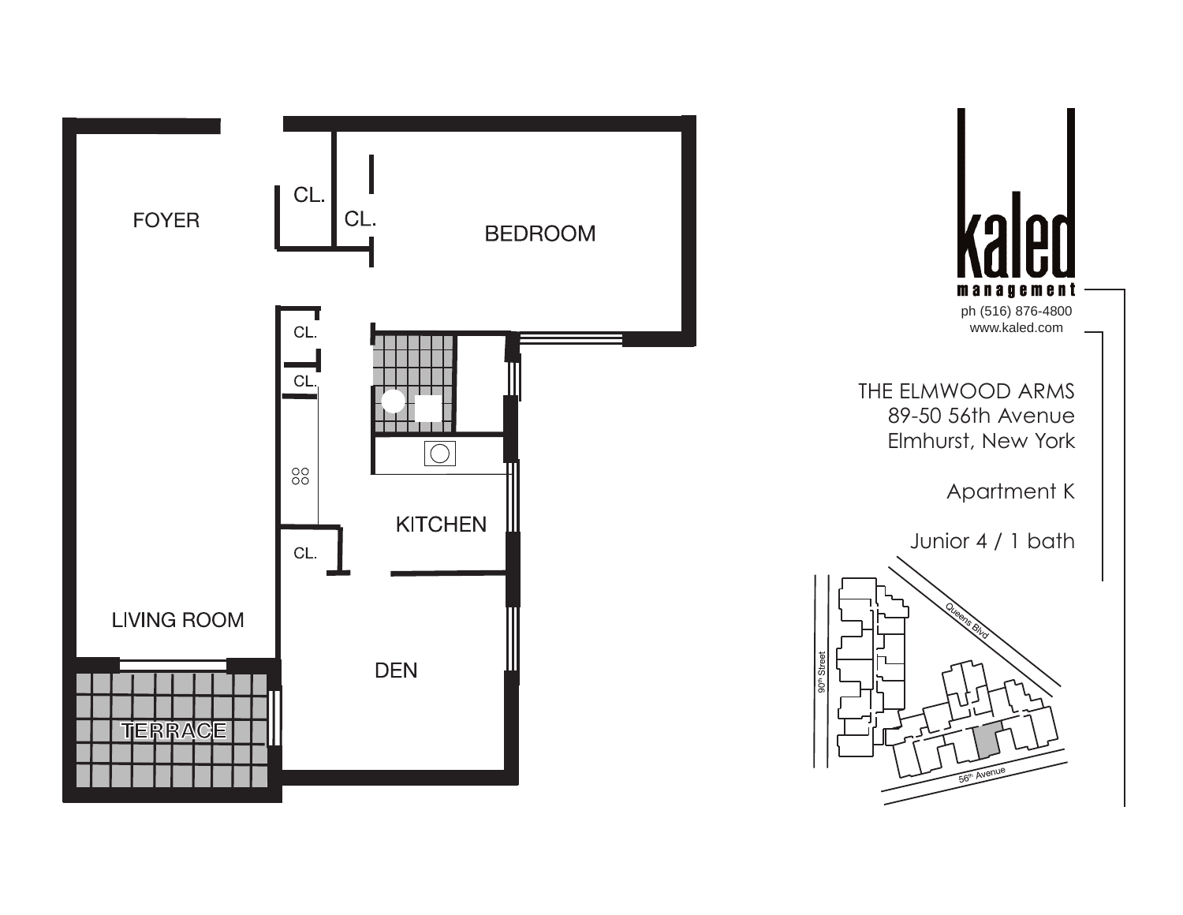FOYER

CL.

CL.

BEDROOM

CL.

CL.

KITCHEN

CL.

LIVING ROOM

DEN

TERRACE

**kaled**
**management**

ph (516) 876-4800
www.kaled.com

THE ELMWOOD ARMS
89-50 56th Avenue
Elmhurst, New York

Apartment K

Junior 4 / 1 bath

Queens Blvd

90th Street

56th Avenue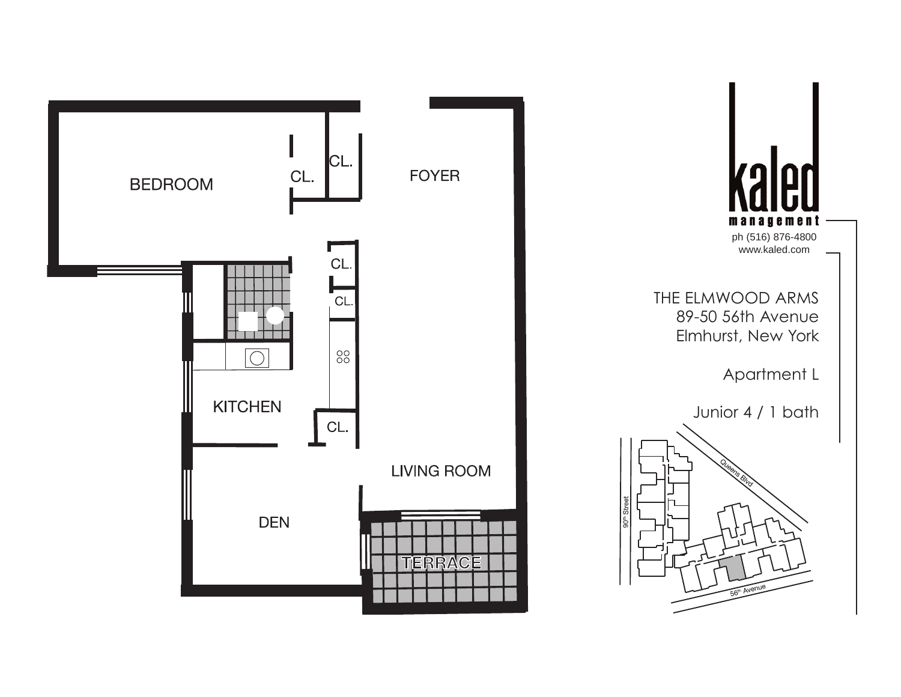BEDROOM

CL.

CL.

FOYER

CL.

CL.

KITCHEN

CL.

LIVING ROOM

DEN

TERRACE

kaled

management

ph (516) 876-4800

www.kaled.com

THE ELMWOOD ARMS
89-50 56th Avenue
Elmhurst, New York

Apartment L

Junior 4 / 1 bath

Queens Blvd

90th Street

56th Avenue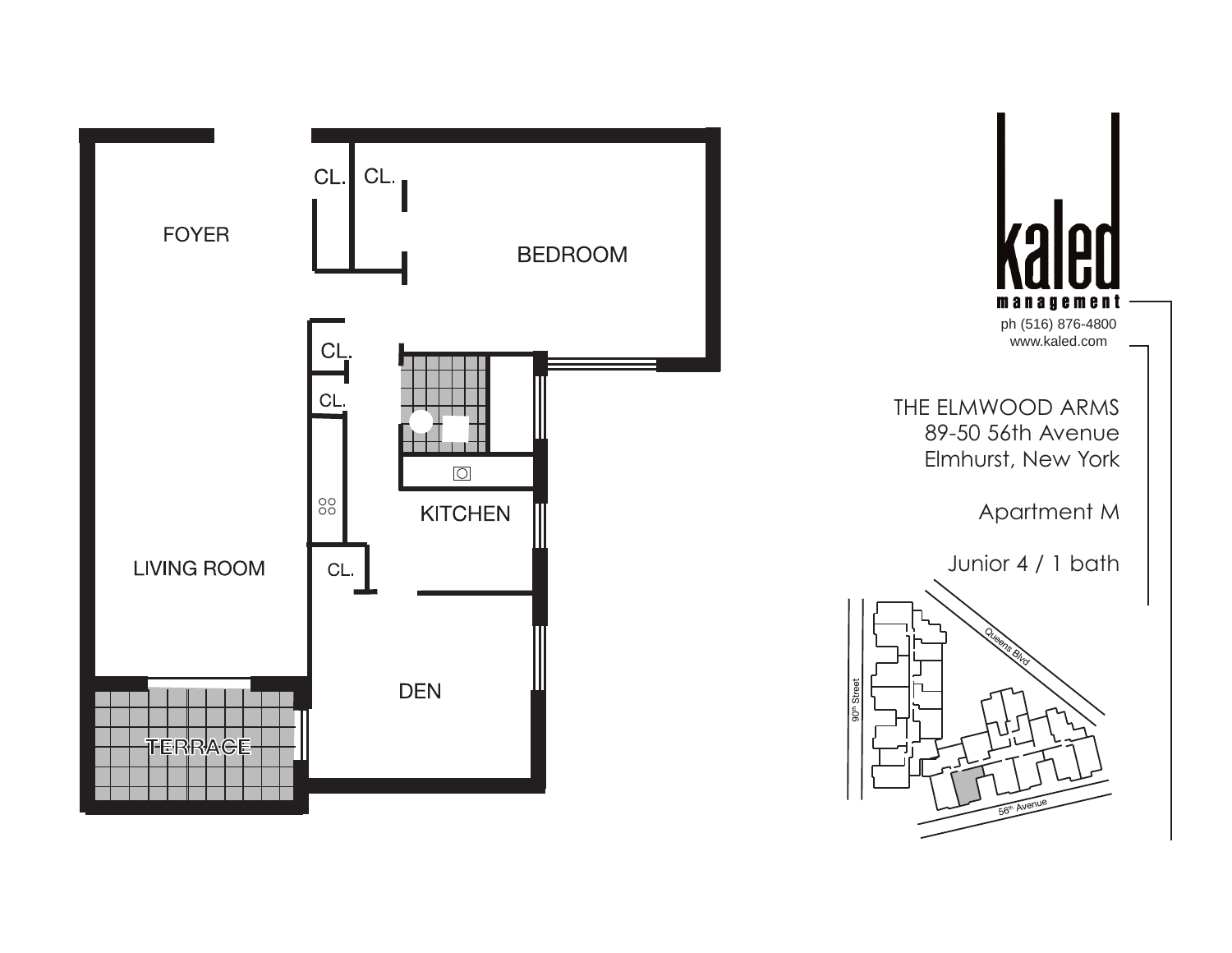FOYER

CL. CL.

BEDROOM

CL.

CL.

KITCHEN

LIVING ROOM

CL.

DEN

TERRACE

kaled
management

ph (516) 876-4800
www.kaled.com

THE ELMWOOD ARMS
89-50 56th Avenue
Elmhurst, New York

Apartment M

Junior 4 / 1 bath

Queens Blvd

90th Street

56th Avenue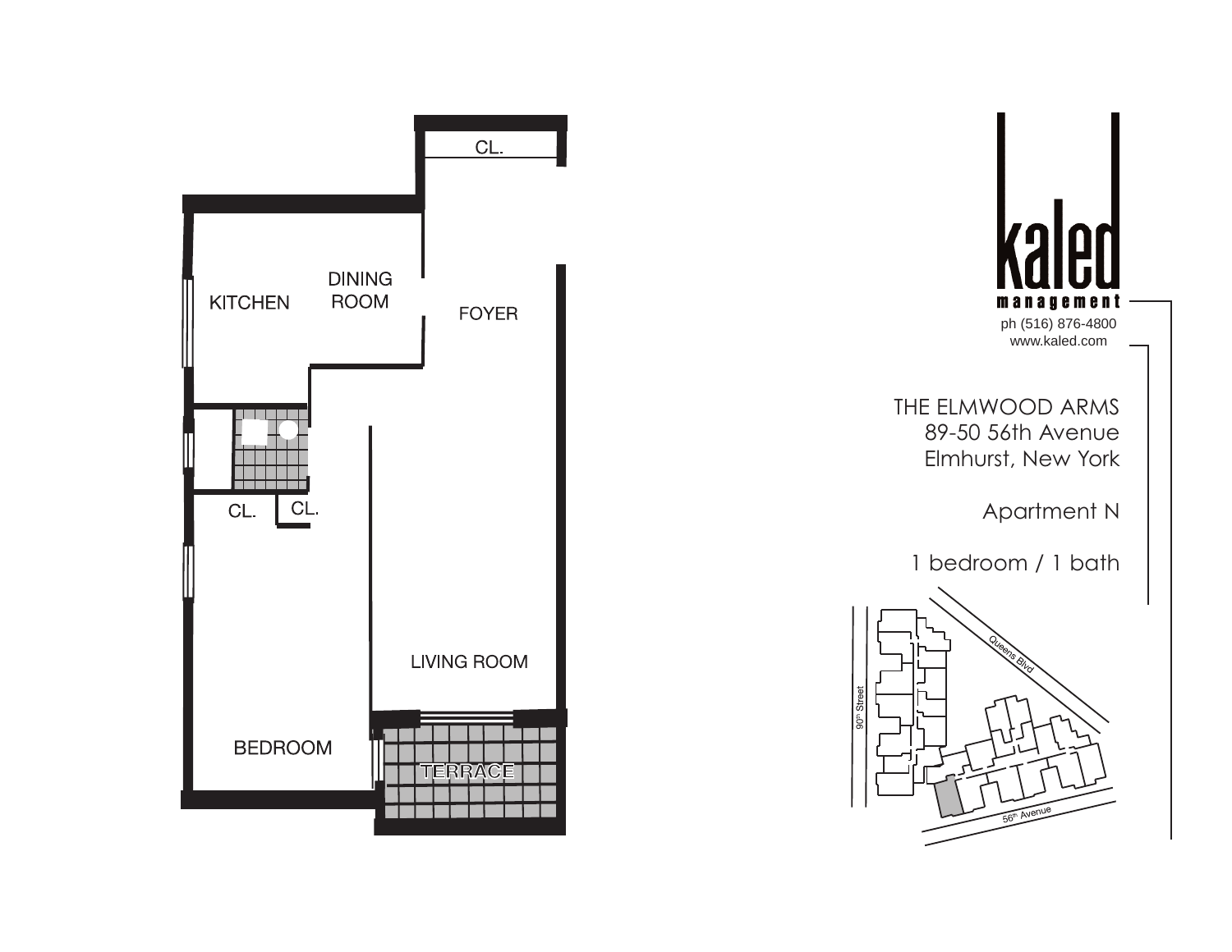kaled management

ph (516) 876-4800
www.kaled.com

THE ELMWOOD ARMS
89-50 56th Avenue
Elmhurst, New York

Apartment N

1 bedroom / 1 bath

CL.

KITCHEN

DINING ROOM

FOYER

CL.

CL.

LIVING ROOM

BEDROOM

TERRACE

Queens Blvd

90th Street

56th Avenue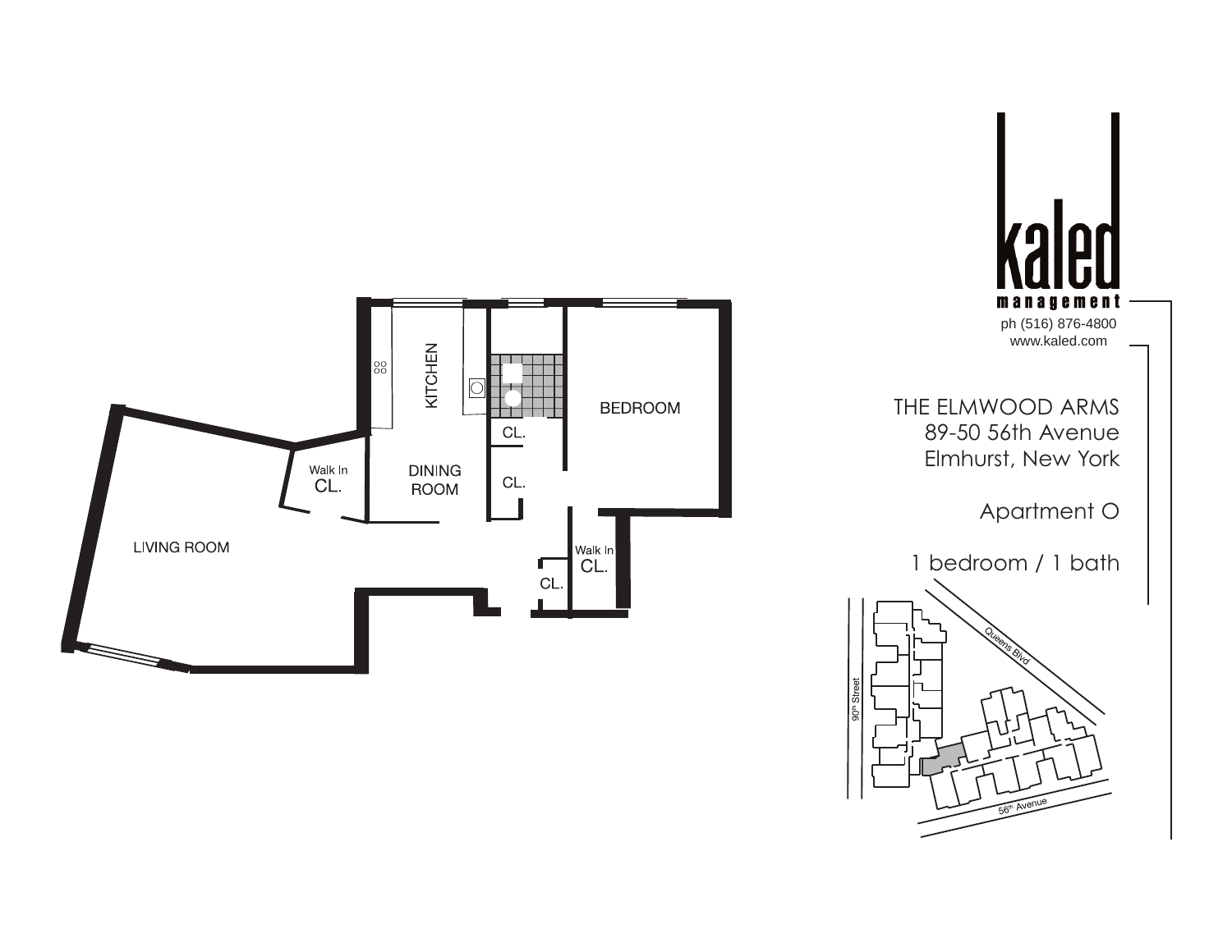LIVING ROOM

Walk In CL.

DINING ROOM

KITCHEN

CL.

CL.

BEDROOM

Walk In CL.

CL.

**kaled**
**management**

ph (516) 876-4800
www.kaled.com

THE ELMWOOD ARMS
89-50 56th Avenue
Elmhurst, New York

Apartment O

1 bedroom / 1 bath

Queens Blvd

90th Street

56th Avenue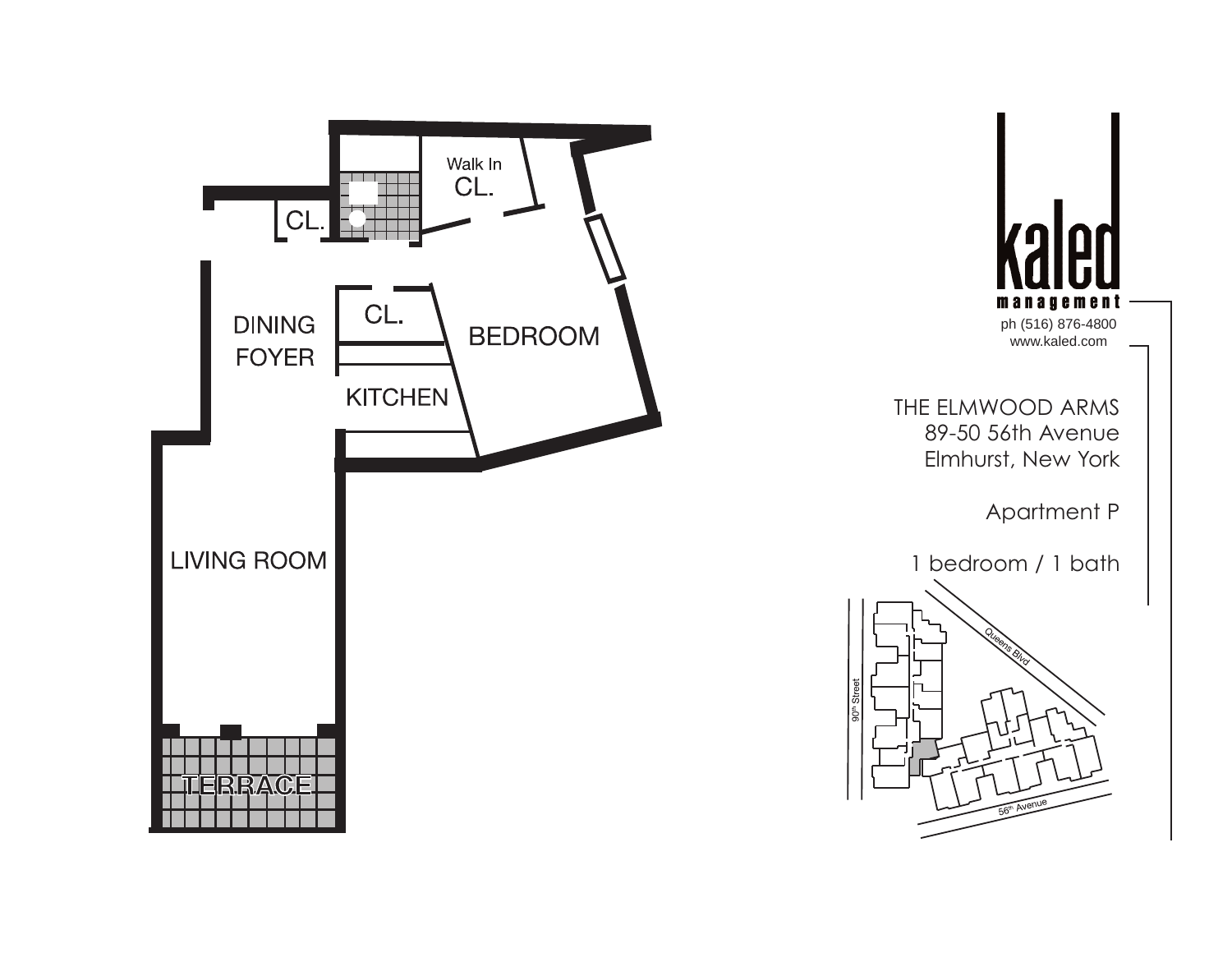kaled

management

ph (516) 876-4800

www.kaled.com

THE ELMWOOD ARMS
89-50 56th Avenue
Elmhurst, New York

Apartment P

1 bedroom / 1 bath

DINING FOYER

CL.

CL.

Walk In CL.

CL.

BEDROOM

KITCHEN

LIVING ROOM

TERRACE

Queens Blvd

90th Street

56th Avenue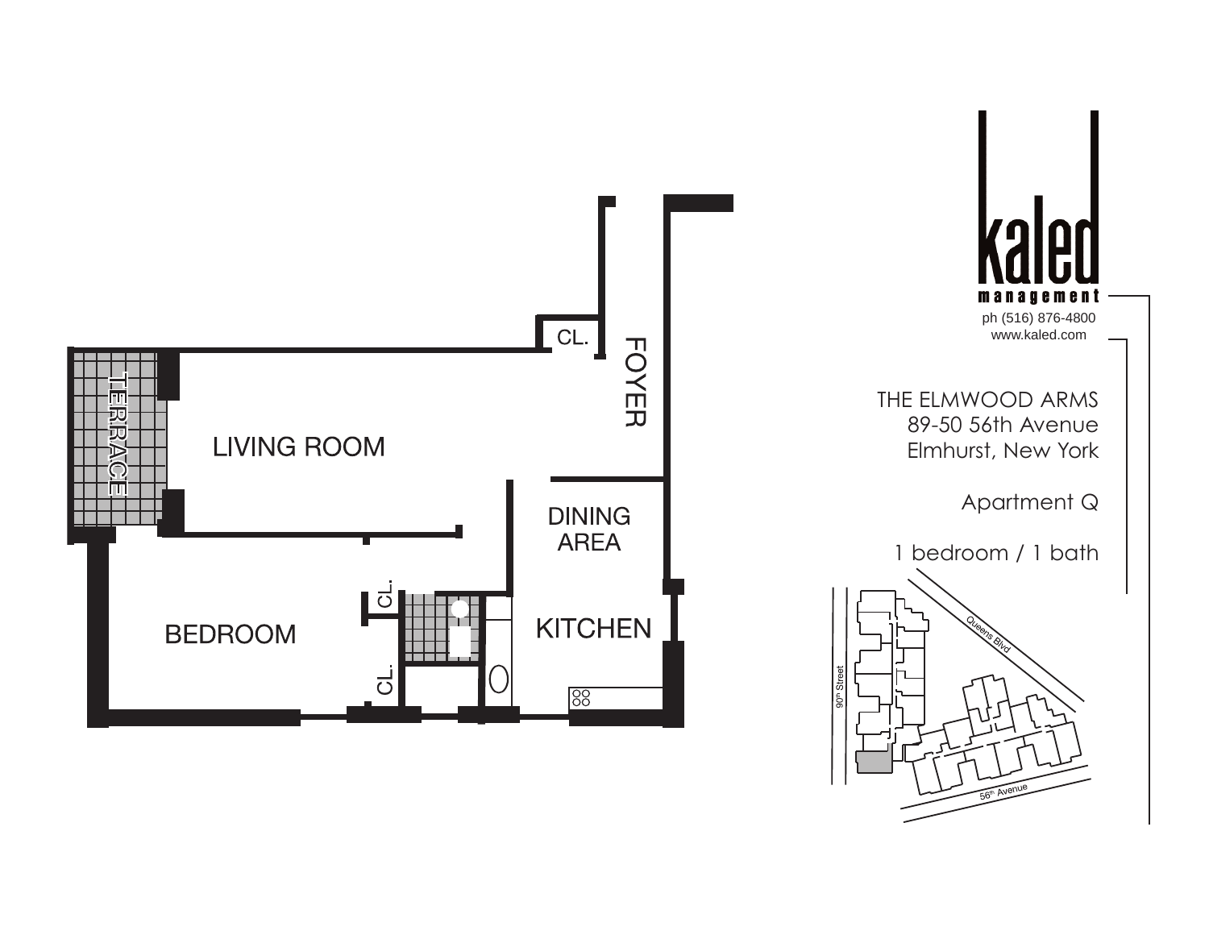kaled management

ph (516) 876-4800
www.kaled.com

THE ELMWOOD ARMS
89-50 56th Avenue
Elmhurst, New York

Apartment Q

1 bedroom / 1 bath

TERRACE

LIVING ROOM

CL.

FOYER

DINING AREA

KITCHEN

BEDROOM

CL.

CL.

Queens Blvd

90th Street

56th Avenue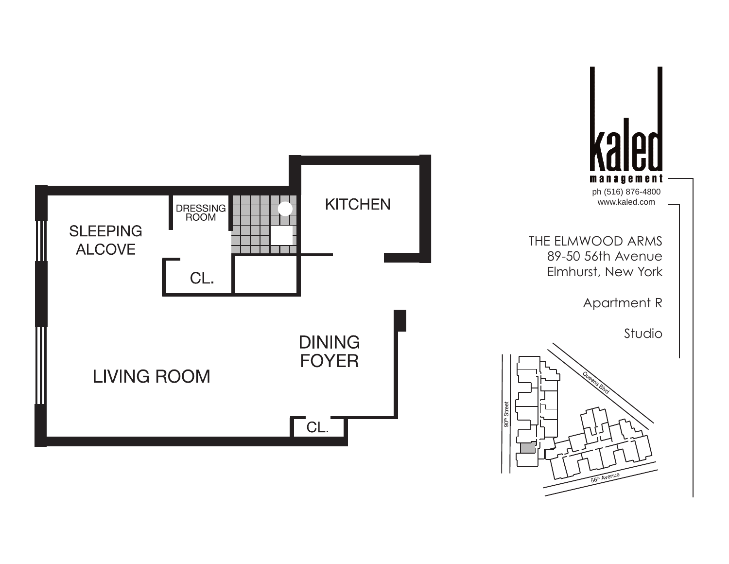SLEEPING ALCOVE

DRESSING ROOM

KITCHEN

CL.

DINING FOYER

LIVING ROOM

CL.

kaled management

ph (516) 876-4800

www.kaled.com

THE ELMWOOD ARMS
89-50 56th Avenue
Elmhurst, New York

Apartment R

Studio

Queens Blvd

90th Street

56th Avenue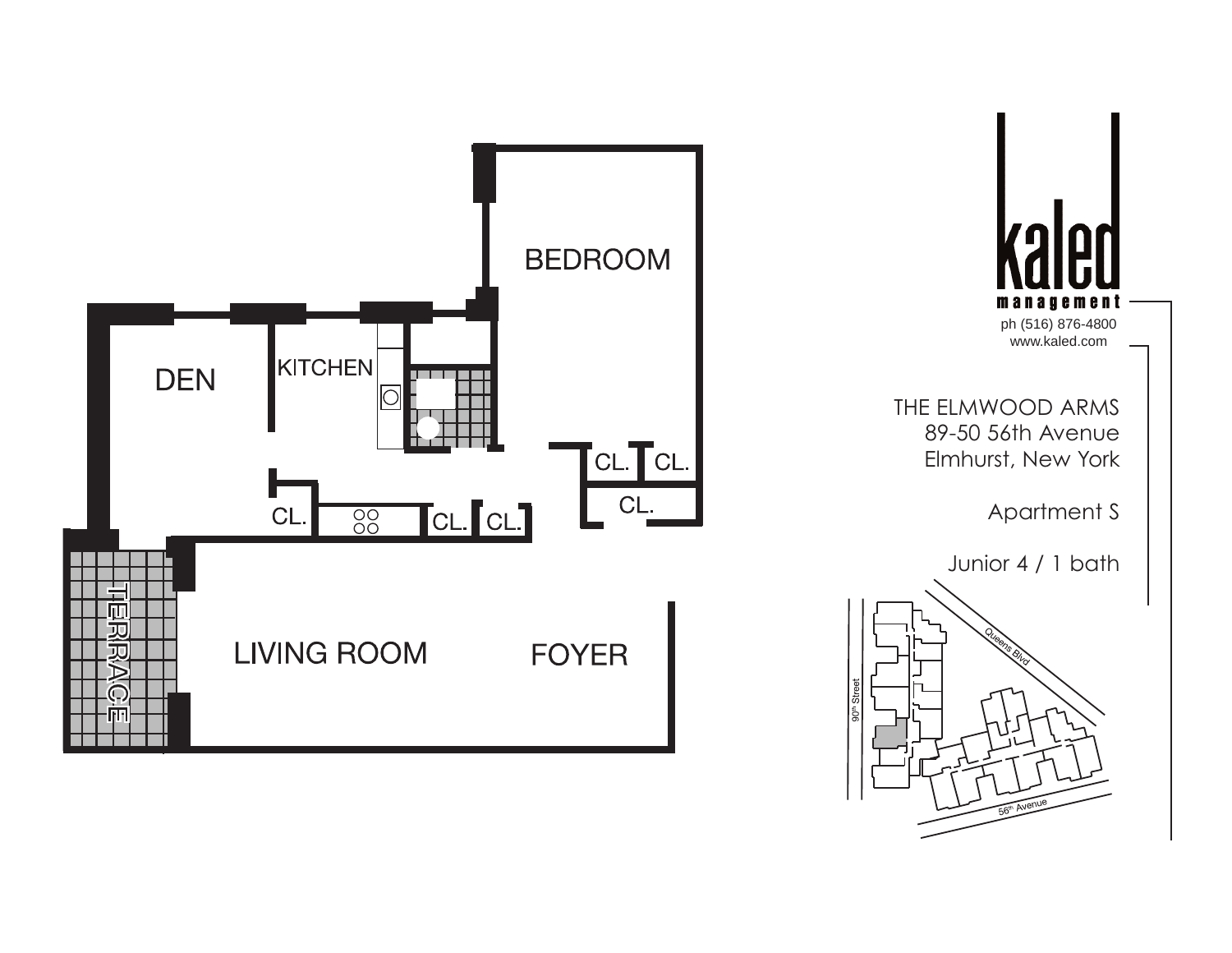BEDROOM

DEN

KITCHEN

CL.

CL.

CL.

CL.

CL.

CL.

TERRACE

LIVING ROOM

FOYER

**kaled**
**management**

ph (516) 876-4800
www.kaled.com

THE ELMWOOD ARMS
89-50 56th Avenue
Elmhurst, New York

Apartment S

Junior 4 / 1 bath

Queens Blvd

90th Street

56th Avenue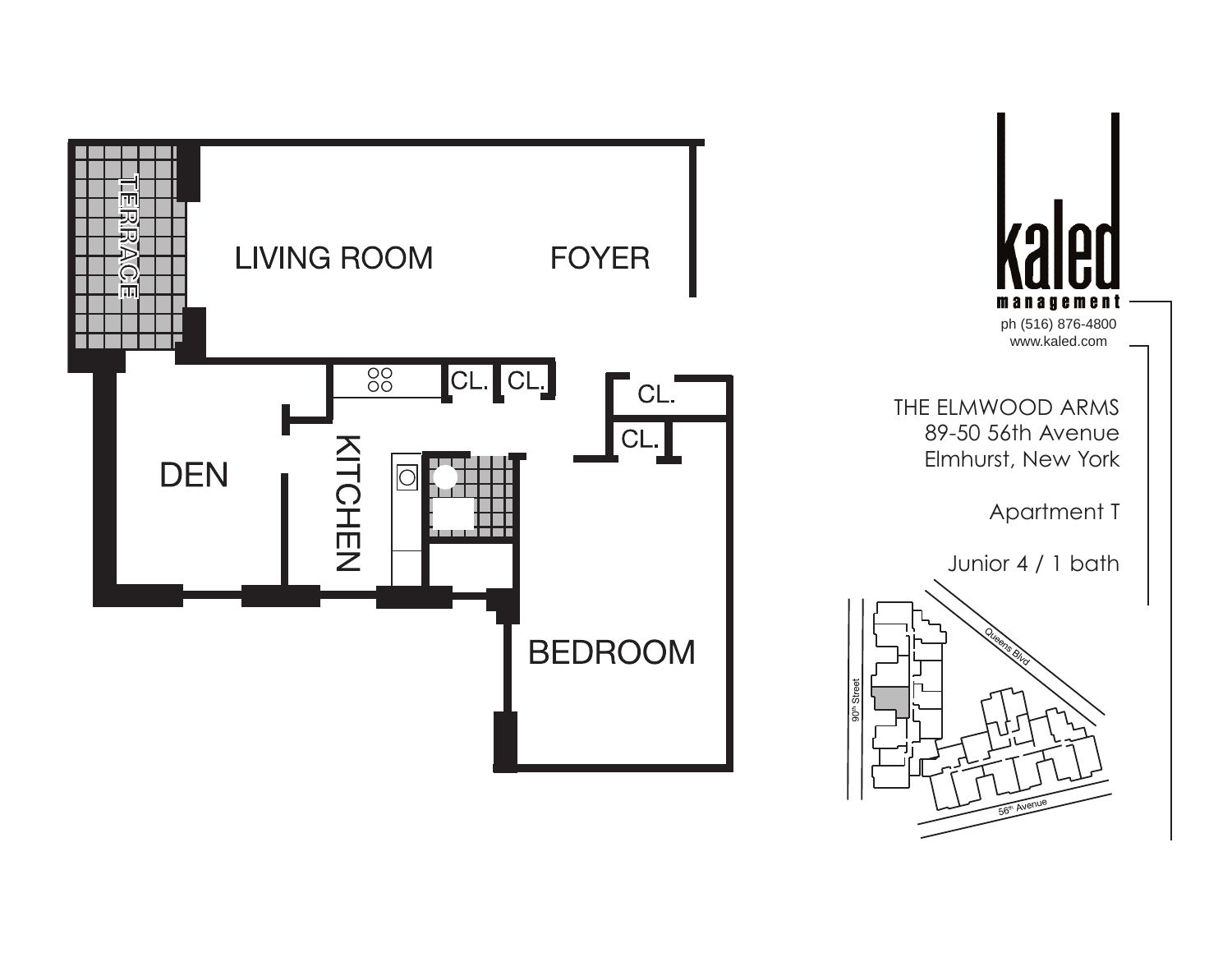TERRACE

LIVING ROOM

FOYER

DEN

KITCHEN

CL.

CL.

CL.

CL.

BEDROOM

kaled

management

ph (516) 876-4800
www.kaled.com

THE ELMWOOD ARMS
89-50 56th Avenue
Elmhurst, New York

Apartment T

Junior 4 / 1 bath

Queens Blvd

90th Street

56th Avenue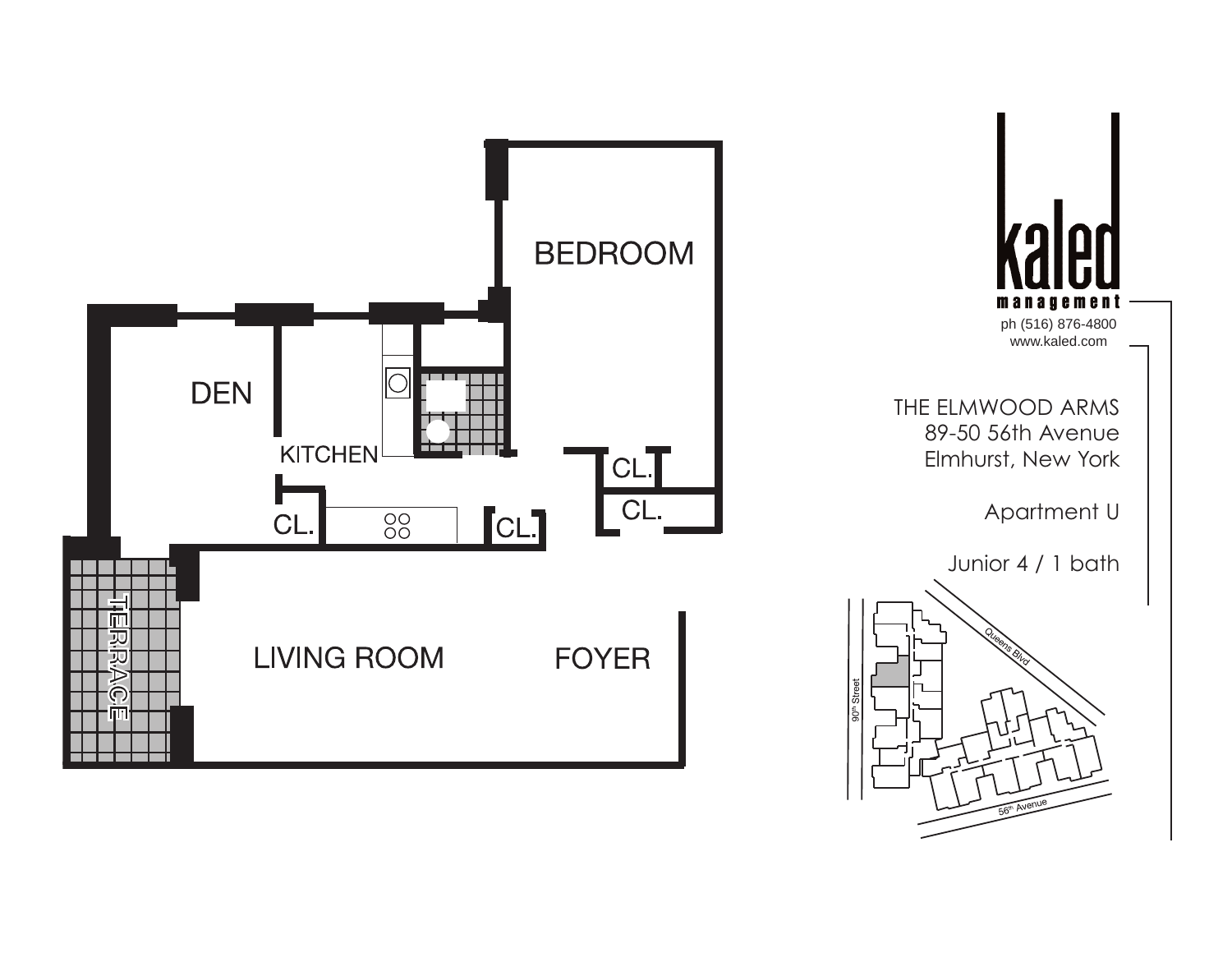kaled management

ph (516) 876-4800
www.kaled.com

THE ELMWOOD ARMS
89-50 56th Avenue
Elmhurst, New York

Apartment U

Junior 4 / 1 bath

BEDROOM

DEN

KITCHEN

CL.

CL.

CL.

CL.

TERRACE

LIVING ROOM

FOYER

Queens Blvd

90th Street

56th Avenue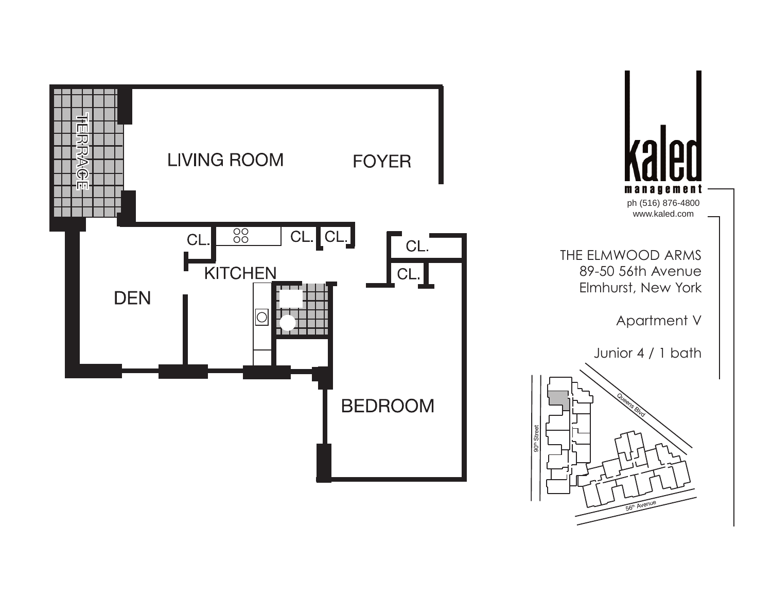TERRACE

LIVING ROOM

FOYER

CL.

CL.

CL.

CL.

CL.

KITCHEN

DEN

BEDROOM

kaled
management

ph (516) 876-4800
www.kaled.com

THE ELMWOOD ARMS
89-50 56th Avenue
Elmhurst, New York

Apartment V

Junior 4 / 1 bath

Queens Blvd

90th Street

56th Avenue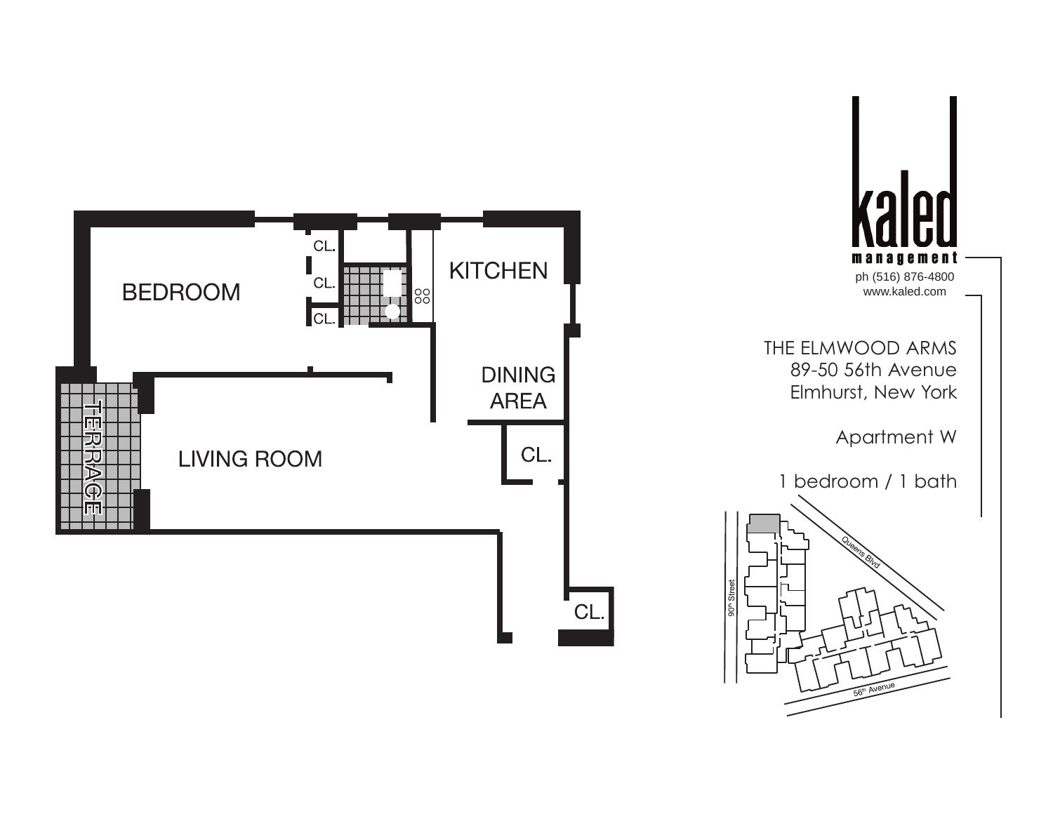BEDROOM

CL.

CL.

CL.

KITCHEN

DINING AREA

TERRACE

LIVING ROOM

CL.

CL.

kaled

management

ph (516) 876-4800
www.kaled.com

THE ELMWOOD ARMS
89-50 56th Avenue
Elmhurst, New York

Apartment W

1 bedroom / 1 bath

Queens Blvd

90th Street

56th Avenue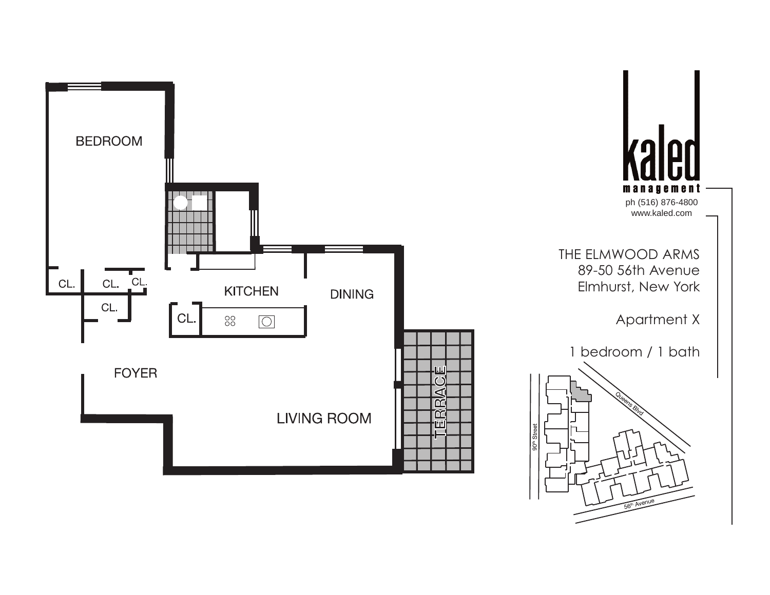BEDROOM

CL. CL. CL.

CL.

CL.

KITCHEN

DINING

FOYER

LIVING ROOM

TERRACE

kaled management

ph (516) 876-4800

www.kaled.com

THE ELMWOOD ARMS

89-50 56th Avenue

Elmhurst, New York

Apartment X

1 bedroom / 1 bath

90th Street

Queens Blvd

56th Avenue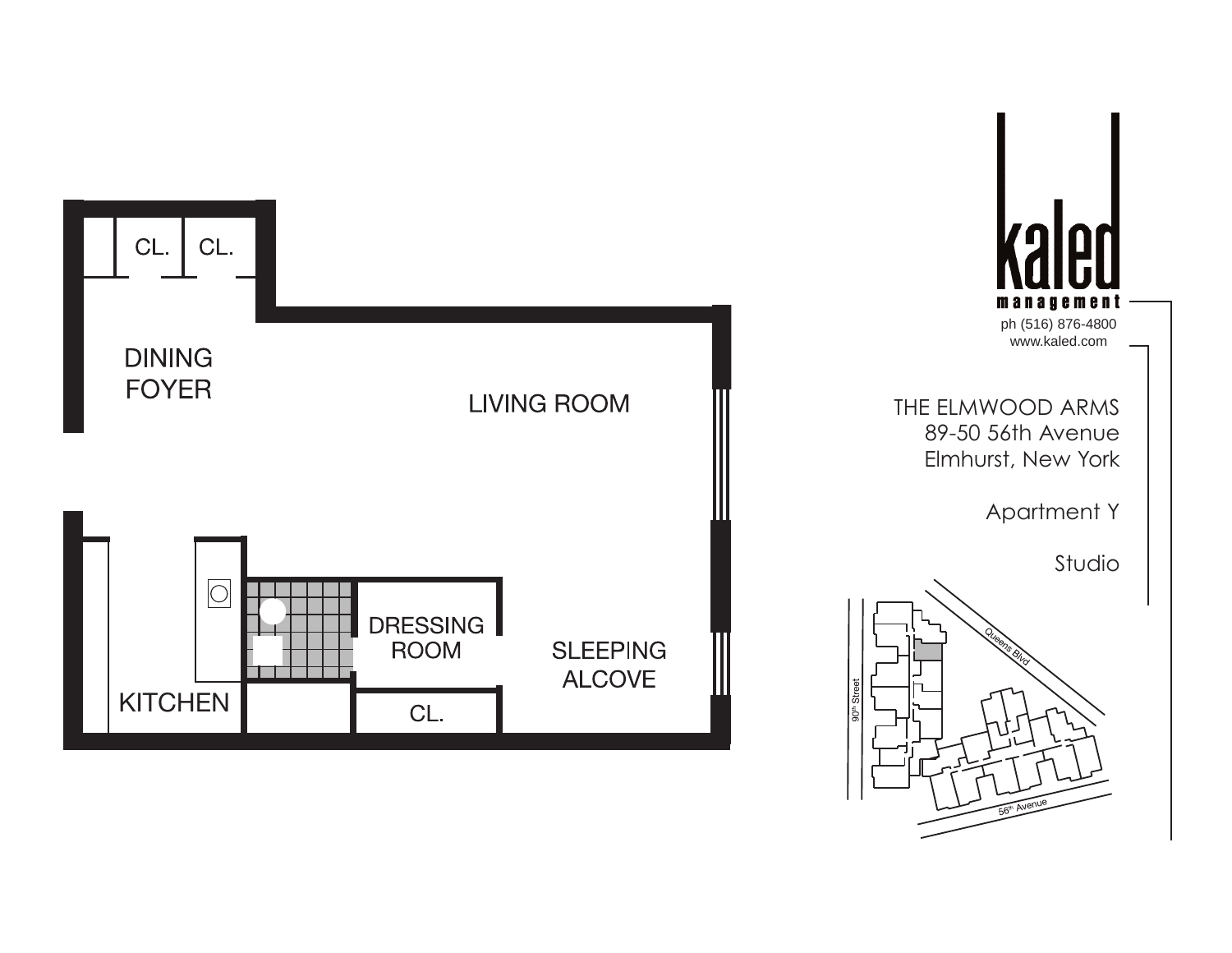CL. CL.

DINING FOYER

LIVING ROOM

DRESSING ROOM

SLEEPING ALCOVE

KITCHEN

CL.

**kaled**
**management**

ph (516) 876-4800
www.kaled.com

THE ELMWOOD ARMS
89-50 56th Avenue
Elmhurst, New York

Apartment Y

Studio

Queens Blvd

90th Street

56th Avenue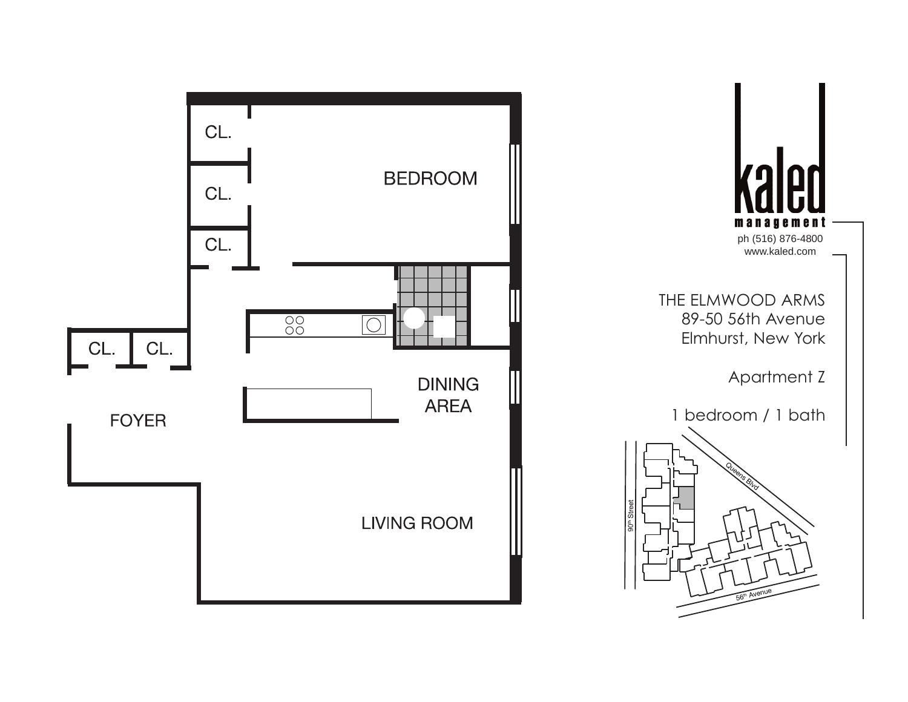CL.

CL.

CL.

BEDROOM

CL. CL.

FOYER

DINING AREA

LIVING ROOM

kaled management

ph (516) 876-4800
www.kaled.com

THE ELMWOOD ARMS
89-50 56th Avenue
Elmhurst, New York

Apartment Z

1 bedroom / 1 bath

Queens Blvd

90th Street

56th Avenue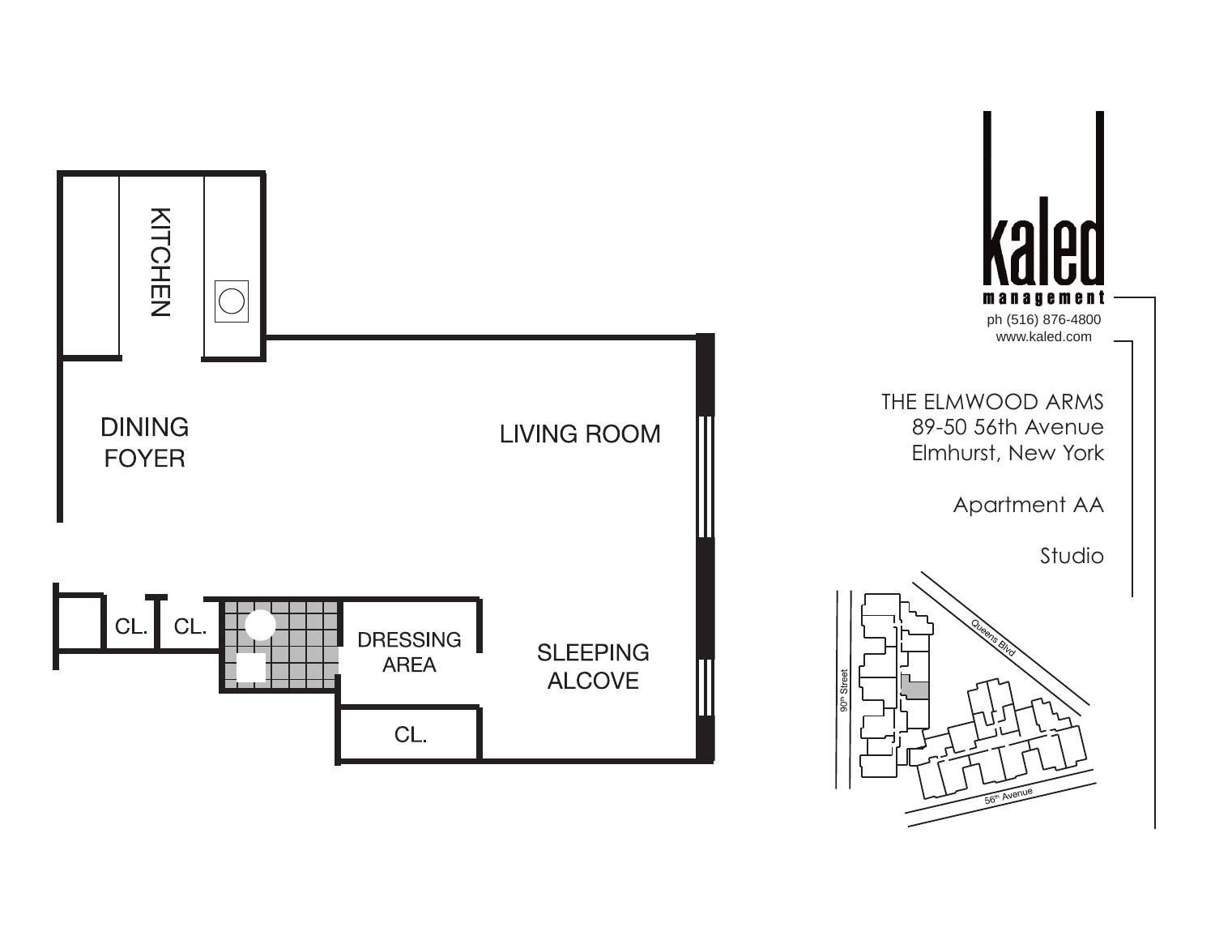KITCHEN

DINING
FOYER

LIVING ROOM

CL. CL.

DRESSING
AREA

SLEEPING
ALCOVE

CL.

kaled
management
ph (516) 876-4800
www.kaled.com

THE ELMWOOD ARMS
89-50 56th Avenue
Elmhurst, New York

Apartment AA

Studio

Queens Blvd

90th Street

56th Avenue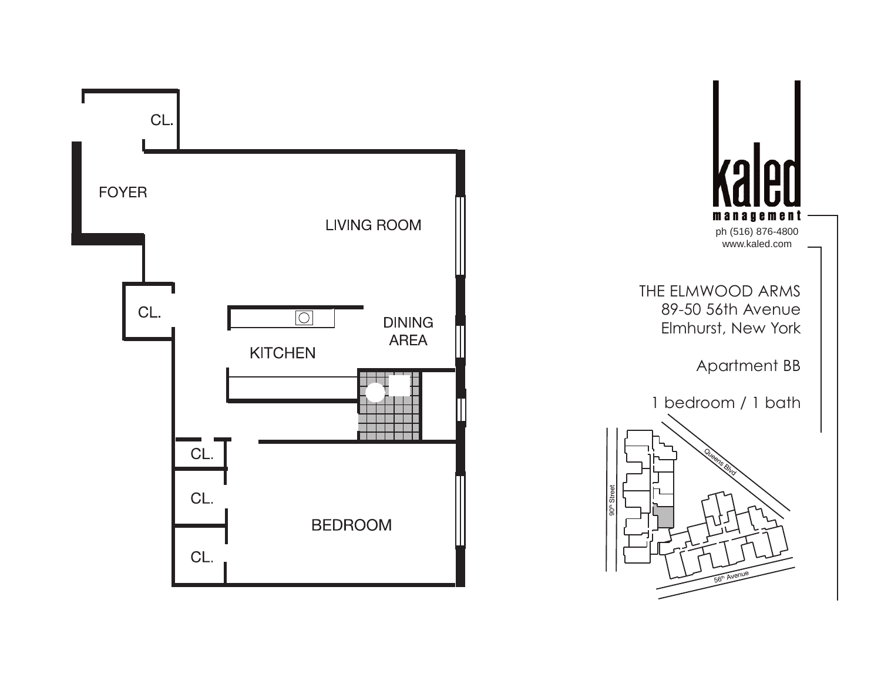FOYER

CL.

LIVING ROOM

CL.

KITCHEN

DINING
AREA

CL.

CL.

CL.

BEDROOM

kaled
management
ph (516) 876-4800
www.kaled.com

THE ELMWOOD ARMS
89-50 56th Avenue
Elmhurst, New York

Apartment BB

1 bedroom / 1 bath

Queens Blvd

90th Street

56th Avenue